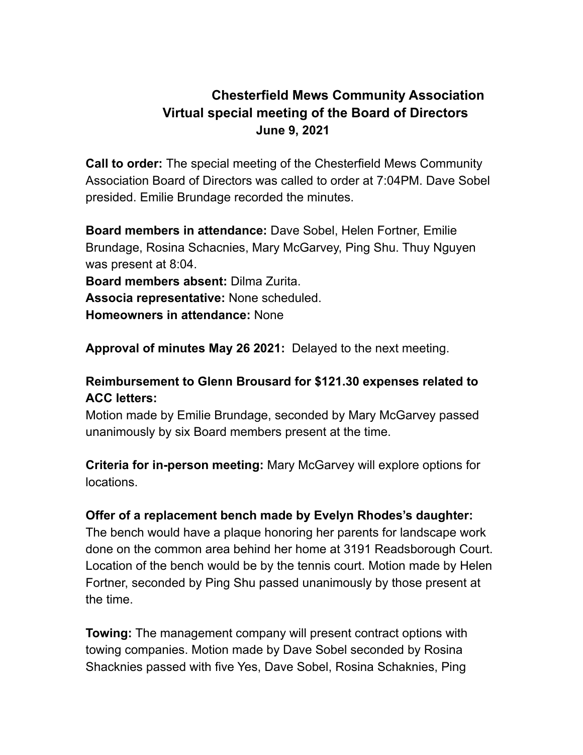# Chesterfield Mews Community Association
## Virtual special meeting of the Board of Directors
### June 9, 2021

**Call to order:** The special meeting of the Chesterfield Mews Community Association Board of Directors was called to order at 7:04PM. Dave Sobel presided. Emilie Brundage recorded the minutes.

**Board members in attendance:** Dave Sobel, Helen Fortner, Emilie Brundage, Rosina Schacnies, Mary McGarvey, Ping Shu. Thuy Nguyen was present at 8:04.
**Board members absent:** Dilma Zurita.
**Associa representative:** None scheduled.
**Homeowners in attendance:** None

**Approval of minutes May 26 2021:** Delayed to the next meeting.

**Reimbursement to Glenn Brousard for $121.30 expenses related to ACC letters:**
Motion made by Emilie Brundage, seconded by Mary McGarvey passed unanimously by six Board members present at the time.

**Criteria for in-person meeting:** Mary McGarvey will explore options for locations.

**Offer of a replacement bench made by Evelyn Rhodes's daughter:**
The bench would have a plaque honoring her parents for landscape work done on the common area behind her home at 3191 Readsborough Court. Location of the bench would be by the tennis court. Motion made by Helen Fortner, seconded by Ping Shu passed unanimously by those present at the time.

**Towing:** The management company will present contract options with towing companies. Motion made by Dave Sobel seconded by Rosina Shacknies passed with five Yes, Dave Sobel, Rosina Schaknies, Ping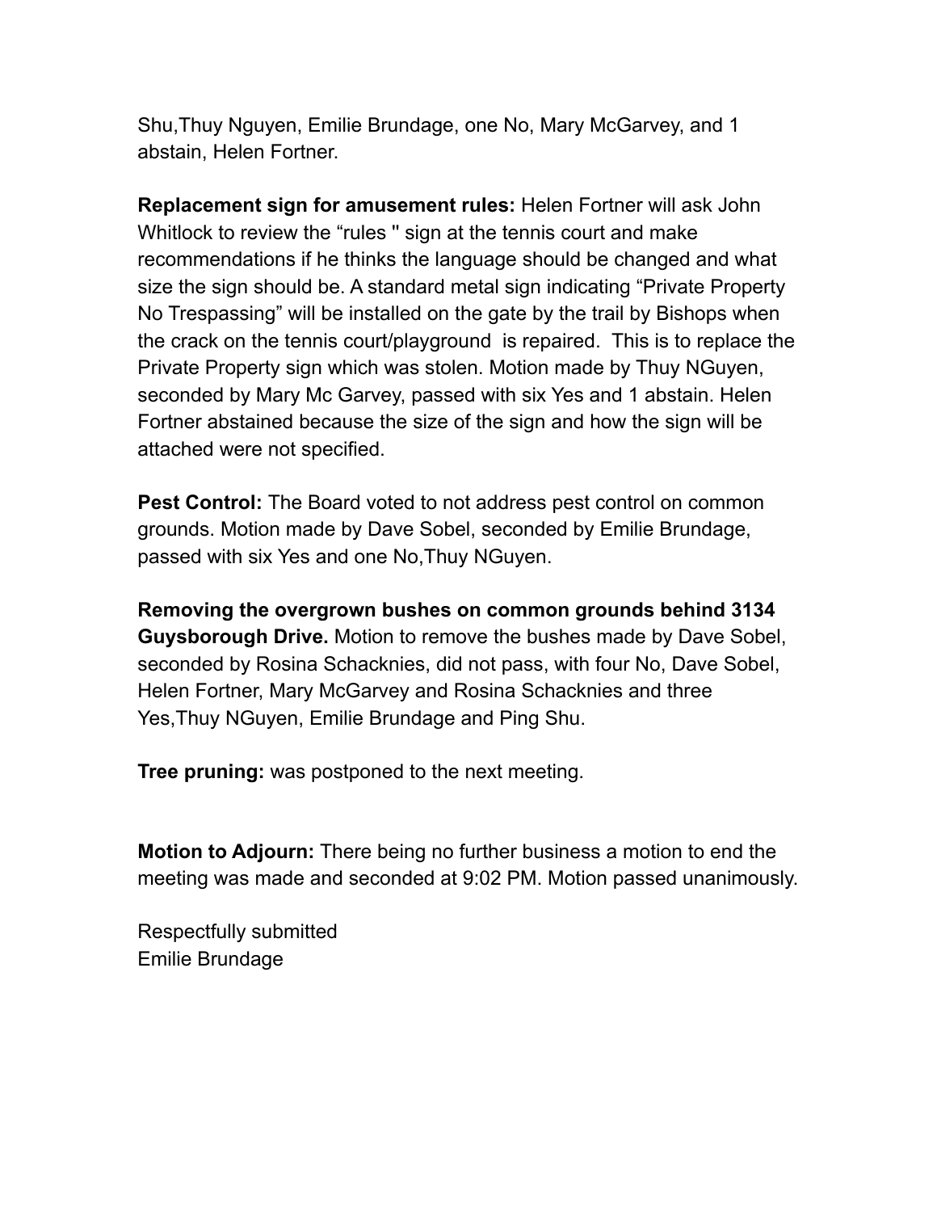Shu,Thuy Nguyen, Emilie Brundage, one No, Mary McGarvey, and 1 abstain, Helen Fortner.

**Replacement sign for amusement rules:** Helen Fortner will ask John Whitlock to review the "rules '' sign at the tennis court and make recommendations if he thinks the language should be changed and what size the sign should be. A standard metal sign indicating "Private Property No Trespassing" will be installed on the gate by the trail by Bishops when the crack on the tennis court/playground is repaired. This is to replace the Private Property sign which was stolen. Motion made by Thuy NGuyen, seconded by Mary Mc Garvey, passed with six Yes and 1 abstain. Helen Fortner abstained because the size of the sign and how the sign will be attached were not specified.

**Pest Control:** The Board voted to not address pest control on common grounds. Motion made by Dave Sobel, seconded by Emilie Brundage, passed with six Yes and one No,Thuy NGuyen.

**Removing the overgrown bushes on common grounds behind 3134 Guysborough Drive.** Motion to remove the bushes made by Dave Sobel, seconded by Rosina Schacknies, did not pass, with four No, Dave Sobel, Helen Fortner, Mary McGarvey and Rosina Schacknies and three Yes,Thuy NGuyen, Emilie Brundage and Ping Shu.

**Tree pruning:** was postponed to the next meeting.

**Motion to Adjourn:** There being no further business a motion to end the meeting was made and seconded at 9:02 PM. Motion passed unanimously.

Respectfully submitted
Emilie Brundage